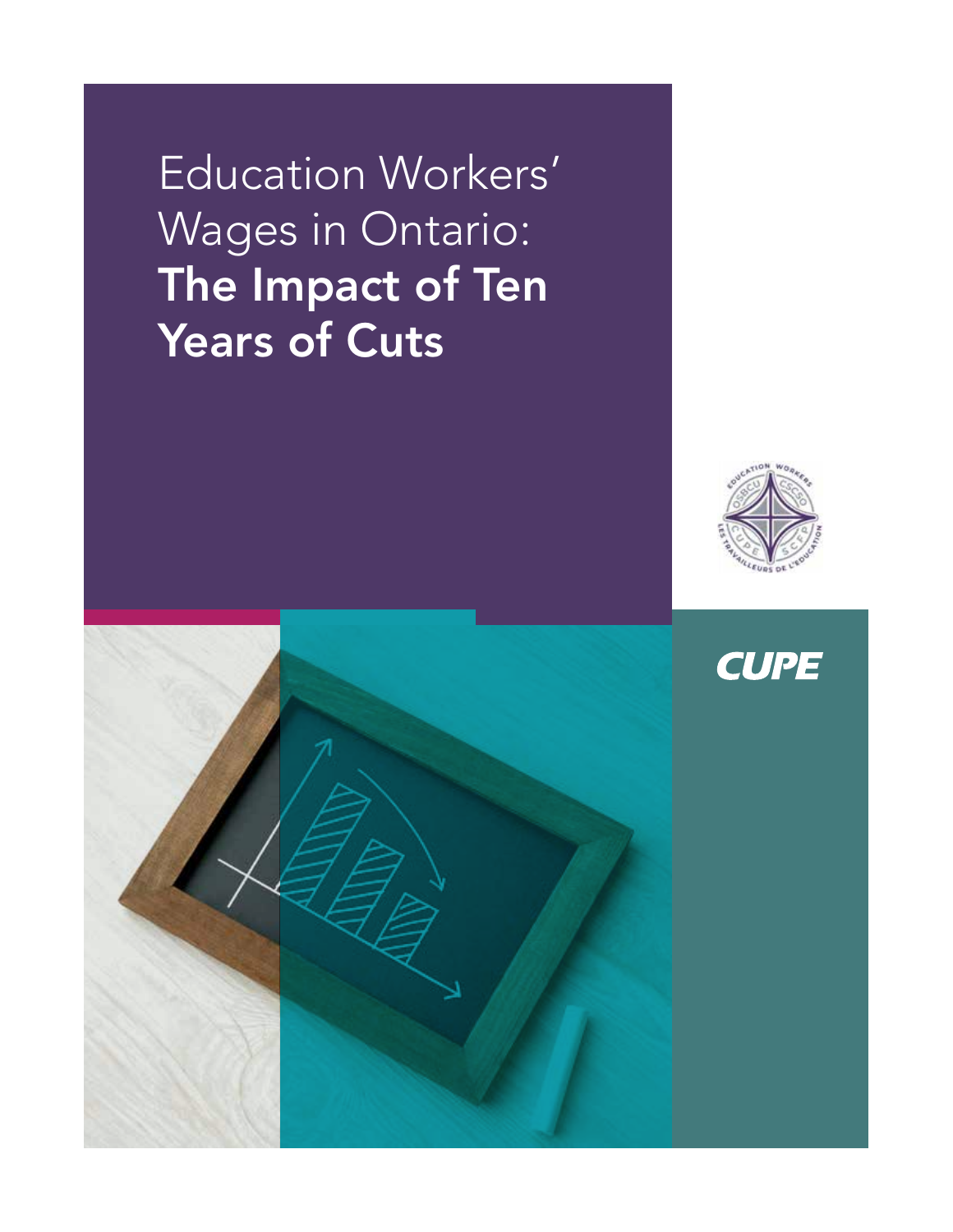# Education Workers' Wages in Ontario: **The Impact of Ten Years of Cuts**

CUPE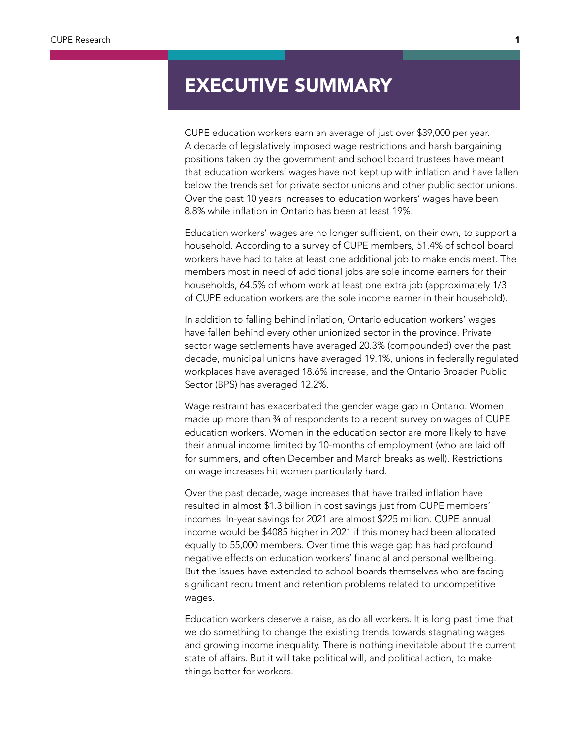# EXECUTIVE SUMMARY

CUPE education workers earn an average of just over $39,000 per year. A decade of legislatively imposed wage restrictions and harsh bargaining positions taken by the government and school board trustees have meant that education workers' wages have not kept up with inflation and have fallen below the trends set for private sector unions and other public sector unions. Over the past 10 years increases to education workers' wages have been 8.8% while inflation in Ontario has been at least 19%.

Education workers' wages are no longer sufficient, on their own, to support a household. According to a survey of CUPE members, 51.4% of school board workers have had to take at least one additional job to make ends meet. The members most in need of additional jobs are sole income earners for their households, 64.5% of whom work at least one extra job (approximately 1/3 of CUPE education workers are the sole income earner in their household).

In addition to falling behind inflation, Ontario education workers' wages have fallen behind every other unionized sector in the province. Private sector wage settlements have averaged 20.3% (compounded) over the past decade, municipal unions have averaged 19.1%, unions in federally regulated workplaces have averaged 18.6% increase, and the Ontario Broader Public Sector (BPS) has averaged 12.2%.

Wage restraint has exacerbated the gender wage gap in Ontario. Women made up more than ¾ of respondents to a recent survey on wages of CUPE education workers. Women in the education sector are more likely to have their annual income limited by 10-months of employment (who are laid off for summers, and often December and March breaks as well). Restrictions on wage increases hit women particularly hard.

Over the past decade, wage increases that have trailed inflation have resulted in almost $1.3 billion in cost savings just from CUPE members' incomes. In-year savings for 2021 are almost $225 million. CUPE annual income would be $4085 higher in 2021 if this money had been allocated equally to 55,000 members. Over time this wage gap has had profound negative effects on education workers' financial and personal wellbeing. But the issues have extended to school boards themselves who are facing significant recruitment and retention problems related to uncompetitive wages.

Education workers deserve a raise, as do all workers. It is long past time that we do something to change the existing trends towards stagnating wages and growing income inequality. There is nothing inevitable about the current state of affairs. But it will take political will, and political action, to make things better for workers.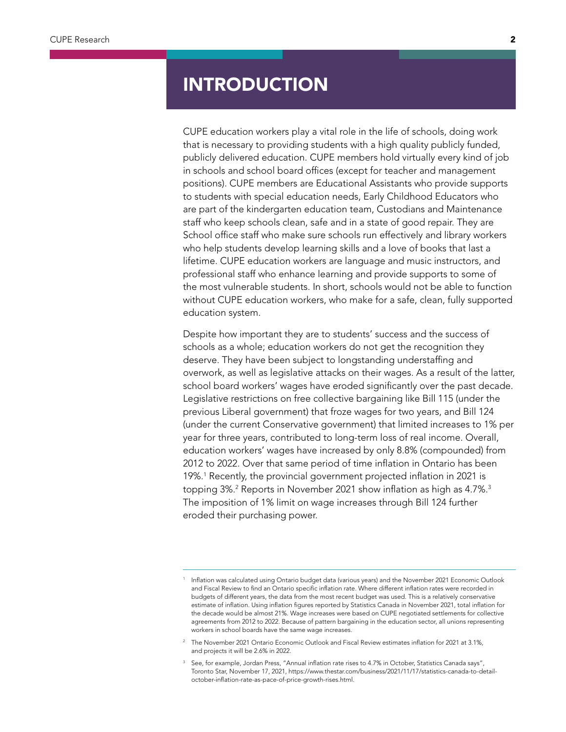# INTRODUCTION

CUPE education workers play a vital role in the life of schools, doing work that is necessary to providing students with a high quality publicly funded, publicly delivered education. CUPE members hold virtually every kind of job in schools and school board offices (except for teacher and management positions). CUPE members are Educational Assistants who provide supports to students with special education needs, Early Childhood Educators who are part of the kindergarten education team, Custodians and Maintenance staff who keep schools clean, safe and in a state of good repair. They are School office staff who make sure schools run effectively and library workers who help students develop learning skills and a love of books that last a lifetime. CUPE education workers are language and music instructors, and professional staff who enhance learning and provide supports to some of the most vulnerable students. In short, schools would not be able to function without CUPE education workers, who make for a safe, clean, fully supported education system.

Despite how important they are to students' success and the success of schools as a whole; education workers do not get the recognition they deserve. They have been subject to longstanding understaffing and overwork, as well as legislative attacks on their wages. As a result of the latter, school board workers' wages have eroded significantly over the past decade. Legislative restrictions on free collective bargaining like Bill 115 (under the previous Liberal government) that froze wages for two years, and Bill 124 (under the current Conservative government) that limited increases to 1% per year for three years, contributed to long-term loss of real income. Overall, education workers' wages have increased by only 8.8% (compounded) from 2012 to 2022. Over that same period of time inflation in Ontario has been 19%.[1] Recently, the provincial government projected inflation in 2021 is topping 3%.[2] Reports in November 2021 show inflation as high as 4.7%.[3] The imposition of 1% limit on wage increases through Bill 124 further eroded their purchasing power.

---

[1] Inflation was calculated using Ontario budget data (various years) and the November 2021 Economic Outlook and Fiscal Review to find an Ontario specific inflation rate. Where different inflation rates were recorded in budgets of different years, the data from the most recent budget was used. This is a relatively conservative estimate of inflation. Using inflation figures reported by Statistics Canada in November 2021, total inflation for the decade would be almost 21%. Wage increases were based on CUPE negotiated settlements for collective agreements from 2012 to 2022. Because of pattern bargaining in the education sector, all unions representing workers in school boards have the same wage increases.

[2] The November 2021 Ontario Economic Outlook and Fiscal Review estimates inflation for 2021 at 3.1%, and projects it will be 2.6% in 2022.

[3] See, for example, Jordan Press, "Annual inflation rate rises to 4.7% in October, Statistics Canada says", Toronto Star, November 17, 2021, https://www.thestar.com/business/2021/11/17/statistics-canada-to-detail-october-inflation-rate-as-pace-of-price-growth-rises.html.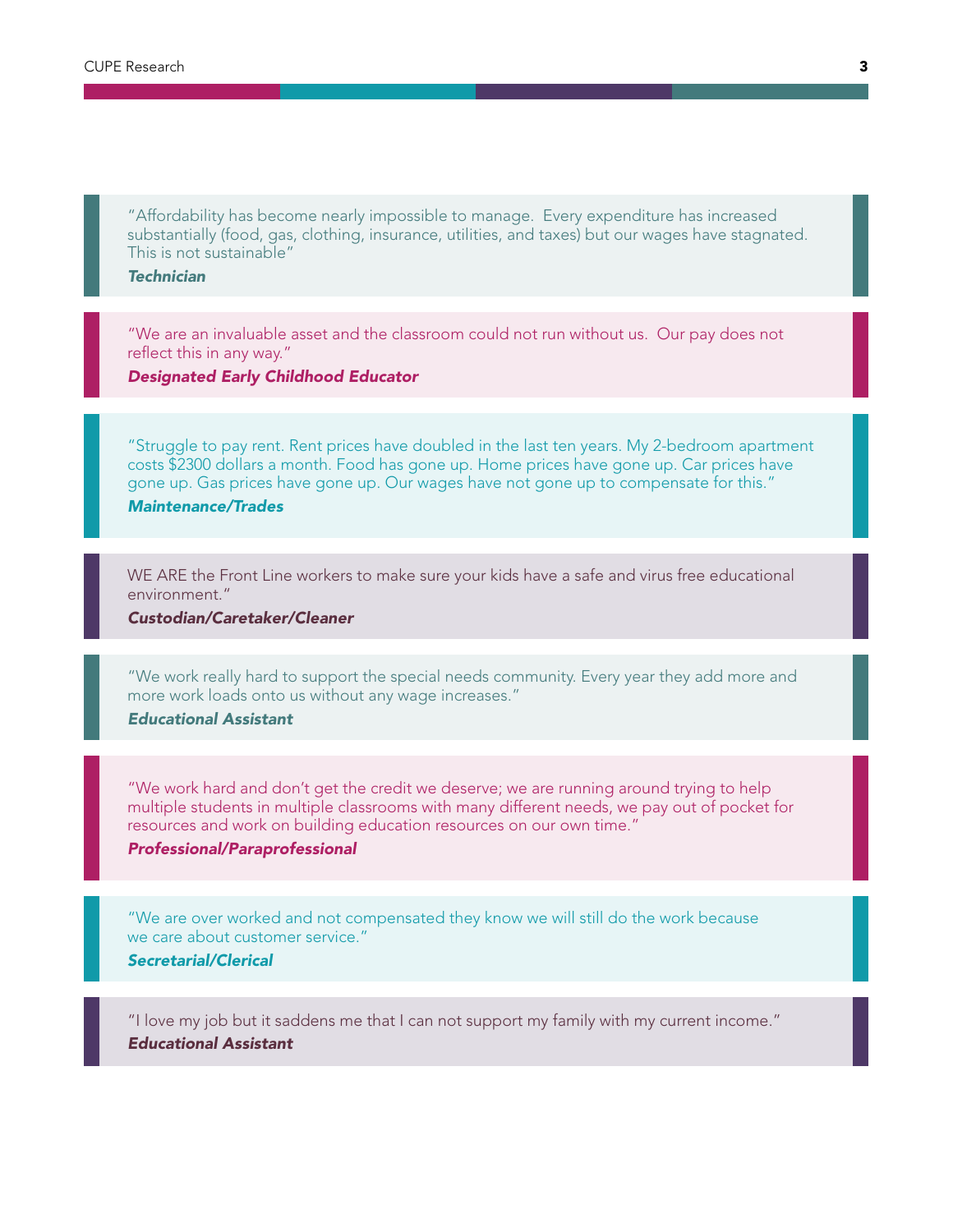"Affordability has become nearly impossible to manage.  Every expenditure has increased substantially (food, gas, clothing, insurance, utilities, and taxes) but our wages have stagnated. This is not sustainable"

***Technician***

"We are an invaluable asset and the classroom could not run without us.  Our pay does not reflect this in any way."

***Designated Early Childhood Educator***

"Struggle to pay rent. Rent prices have doubled in the last ten years. My 2-bedroom apartment costs $2300 dollars a month. Food has gone up. Home prices have gone up. Car prices have gone up. Gas prices have gone up. Our wages have not gone up to compensate for this."

***Maintenance/Trades***

WE ARE the Front Line workers to make sure your kids have a safe and virus free educational environment."

***Custodian/Caretaker/Cleaner***

"We work really hard to support the special needs community. Every year they add more and more work loads onto us without any wage increases."

***Educational Assistant***

"We work hard and don't get the credit we deserve; we are running around trying to help multiple students in multiple classrooms with many different needs, we pay out of pocket for resources and work on building education resources on our own time."

***Professional/Paraprofessional***

"We are over worked and not compensated they know we will still do the work because we care about customer service."

***Secretarial/Clerical***

"I love my job but it saddens me that I can not support my family with my current income."

***Educational Assistant***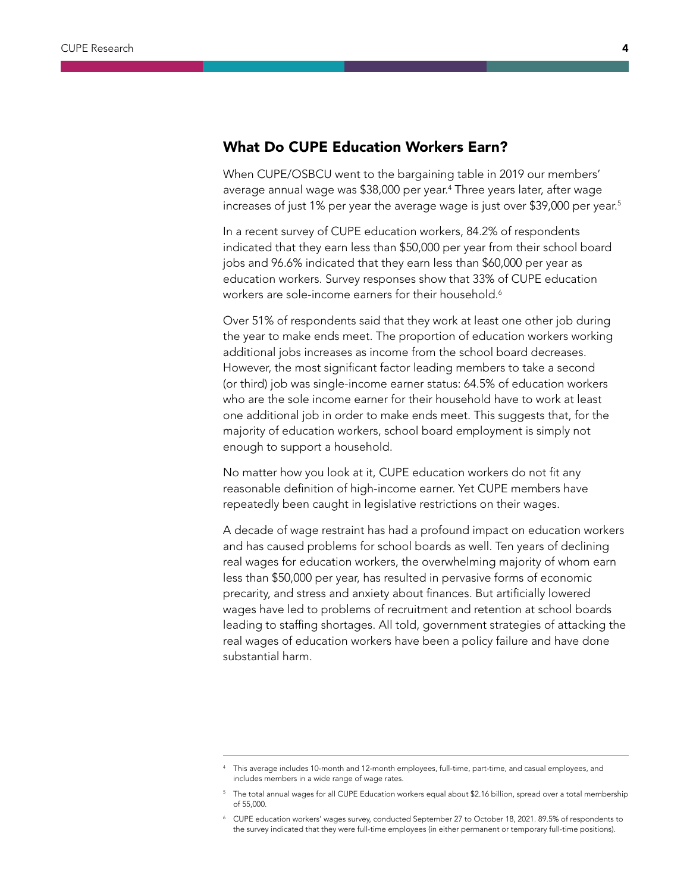## What Do CUPE Education Workers Earn?

When CUPE/OSBCU went to the bargaining table in 2019 our members' average annual wage was $38,000 per year.[4] Three years later, after wage increases of just 1% per year the average wage is just over $39,000 per year.[5]

In a recent survey of CUPE education workers, 84.2% of respondents indicated that they earn less than $50,000 per year from their school board jobs and 96.6% indicated that they earn less than $60,000 per year as education workers. Survey responses show that 33% of CUPE education workers are sole-income earners for their household.[6]

Over 51% of respondents said that they work at least one other job during the year to make ends meet. The proportion of education workers working additional jobs increases as income from the school board decreases. However, the most significant factor leading members to take a second (or third) job was single-income earner status: 64.5% of education workers who are the sole income earner for their household have to work at least one additional job in order to make ends meet. This suggests that, for the majority of education workers, school board employment is simply not enough to support a household.

No matter how you look at it, CUPE education workers do not fit any reasonable definition of high-income earner. Yet CUPE members have repeatedly been caught in legislative restrictions on their wages.

A decade of wage restraint has had a profound impact on education workers and has caused problems for school boards as well. Ten years of declining real wages for education workers, the overwhelming majority of whom earn less than $50,000 per year, has resulted in pervasive forms of economic precarity, and stress and anxiety about finances. But artificially lowered wages have led to problems of recruitment and retention at school boards leading to staffing shortages. All told, government strategies of attacking the real wages of education workers have been a policy failure and have done substantial harm.

---

[4] This average includes 10-month and 12-month employees, full-time, part-time, and casual employees, and includes members in a wide range of wage rates.

[5] The total annual wages for all CUPE Education workers equal about $2.16 billion, spread over a total membership of 55,000.

[6] CUPE education workers' wages survey, conducted September 27 to October 18, 2021. 89.5% of respondents to the survey indicated that they were full-time employees (in either permanent or temporary full-time positions).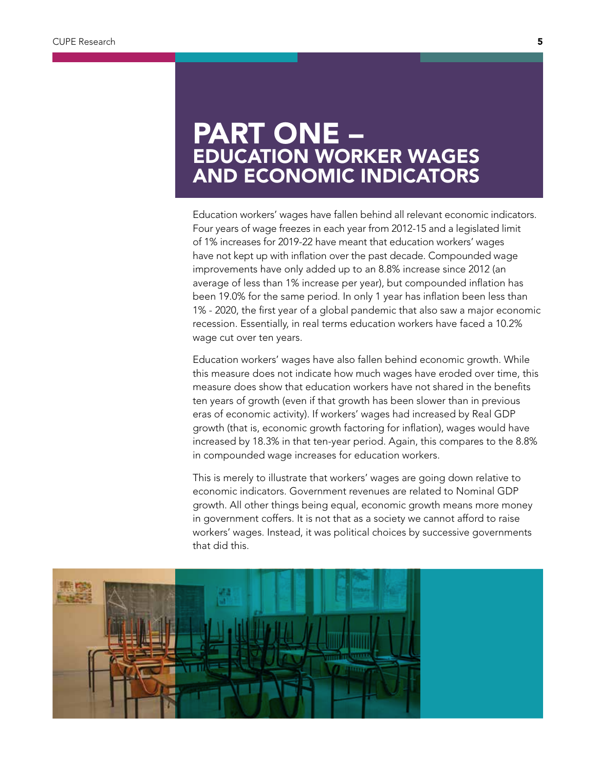# PART ONE – EDUCATION WORKER WAGES AND ECONOMIC INDICATORS

Education workers' wages have fallen behind all relevant economic indicators. Four years of wage freezes in each year from 2012-15 and a legislated limit of 1% increases for 2019-22 have meant that education workers' wages have not kept up with inflation over the past decade. Compounded wage improvements have only added up to an 8.8% increase since 2012 (an average of less than 1% increase per year), but compounded inflation has been 19.0% for the same period. In only 1 year has inflation been less than 1% - 2020, the first year of a global pandemic that also saw a major economic recession. Essentially, in real terms education workers have faced a 10.2% wage cut over ten years.

Education workers' wages have also fallen behind economic growth. While this measure does not indicate how much wages have eroded over time, this measure does show that education workers have not shared in the benefits ten years of growth (even if that growth has been slower than in previous eras of economic activity). If workers' wages had increased by Real GDP growth (that is, economic growth factoring for inflation), wages would have increased by 18.3% in that ten-year period. Again, this compares to the 8.8% in compounded wage increases for education workers.

This is merely to illustrate that workers' wages are going down relative to economic indicators. Government revenues are related to Nominal GDP growth. All other things being equal, economic growth means more money in government coffers. It is not that as a society we cannot afford to raise workers' wages. Instead, it was political choices by successive governments that did this.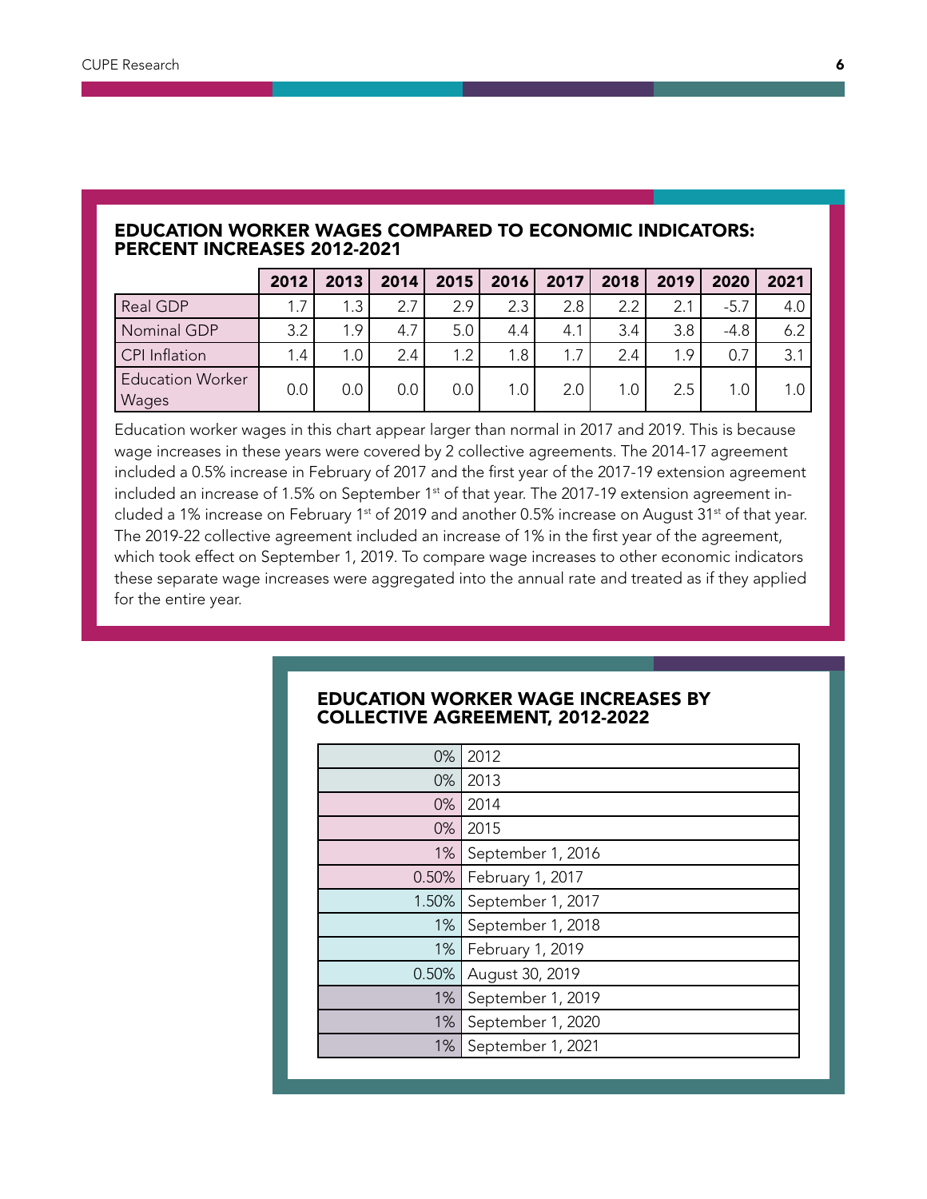## EDUCATION WORKER WAGES COMPARED TO ECONOMIC INDICATORS: PERCENT INCREASES 2012-2021

| | 2012 | 2013 | 2014 | 2015 | 2016 | 2017 | 2018 | 2019 | 2020 | 2021 |
|---|---|---|---|---|---|---|---|---|---|---|
| Real GDP | 1.7 | 1.3 | 2.7 | 2.9 | 2.3 | 2.8 | 2.2 | 2.1 | -5.7 | 4.0 |
| Nominal GDP | 3.2 | 1.9 | 4.7 | 5.0 | 4.4 | 4.1 | 3.4 | 3.8 | -4.8 | 6.2 |
| CPI Inflation | 1.4 | 1.0 | 2.4 | 1.2 | 1.8 | 1.7 | 2.4 | 1.9 | 0.7 | 3.1 |
| Education Worker Wages | 0.0 | 0.0 | 0.0 | 0.0 | 1.0 | 2.0 | 1.0 | 2.5 | 1.0 | 1.0 |

Education worker wages in this chart appear larger than normal in 2017 and 2019. This is because wage increases in these years were covered by 2 collective agreements. The 2014-17 agreement included a 0.5% increase in February of 2017 and the first year of the 2017-19 extension agreement included an increase of 1.5% on September 1st of that year. The 2017-19 extension agreement included a 1% increase on February 1st of 2019 and another 0.5% increase on August 31st of that year. The 2019-22 collective agreement included an increase of 1% in the first year of the agreement, which took effect on September 1, 2019. To compare wage increases to other economic indicators these separate wage increases were aggregated into the annual rate and treated as if they applied for the entire year.

## EDUCATION WORKER WAGE INCREASES BY COLLECTIVE AGREEMENT, 2012-2022

| Increase | Date |
|---|---|
| 0% | 2012 |
| 0% | 2013 |
| 0% | 2014 |
| 0% | 2015 |
| 1% | September 1, 2016 |
| 0.50% | February 1, 2017 |
| 1.50% | September 1, 2017 |
| 1% | September 1, 2018 |
| 1% | February 1, 2019 |
| 0.50% | August 30, 2019 |
| 1% | September 1, 2019 |
| 1% | September 1, 2020 |
| 1% | September 1, 2021 |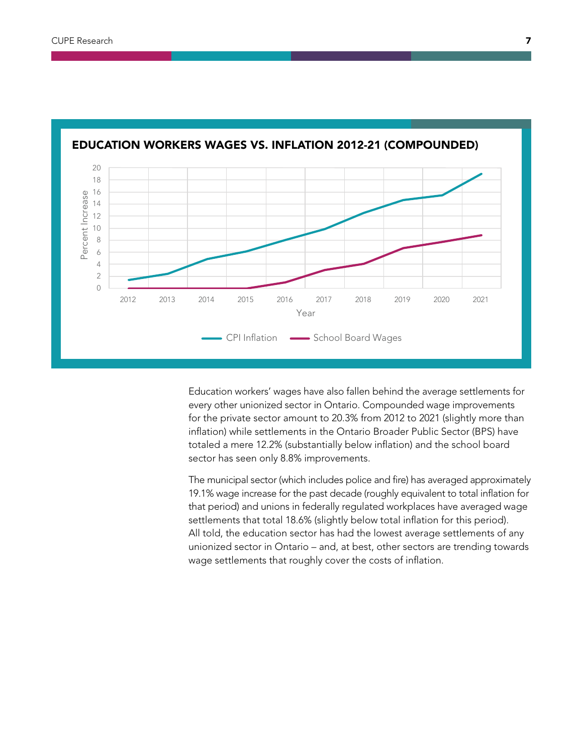## EDUCATION WORKERS WAGES VS. INFLATION 2012-21 (COMPOUNDED)

Education workers' wages have also fallen behind the average settlements for every other unionized sector in Ontario. Compounded wage improvements for the private sector amount to 20.3% from 2012 to 2021 (slightly more than inflation) while settlements in the Ontario Broader Public Sector (BPS) have totaled a mere 12.2% (substantially below inflation) and the school board sector has seen only 8.8% improvements.

The municipal sector (which includes police and fire) has averaged approximately 19.1% wage increase for the past decade (roughly equivalent to total inflation for that period) and unions in federally regulated workplaces have averaged wage settlements that total 18.6% (slightly below total inflation for this period). All told, the education sector has had the lowest average settlements of any unionized sector in Ontario – and, at best, other sectors are trending towards wage settlements that roughly cover the costs of inflation.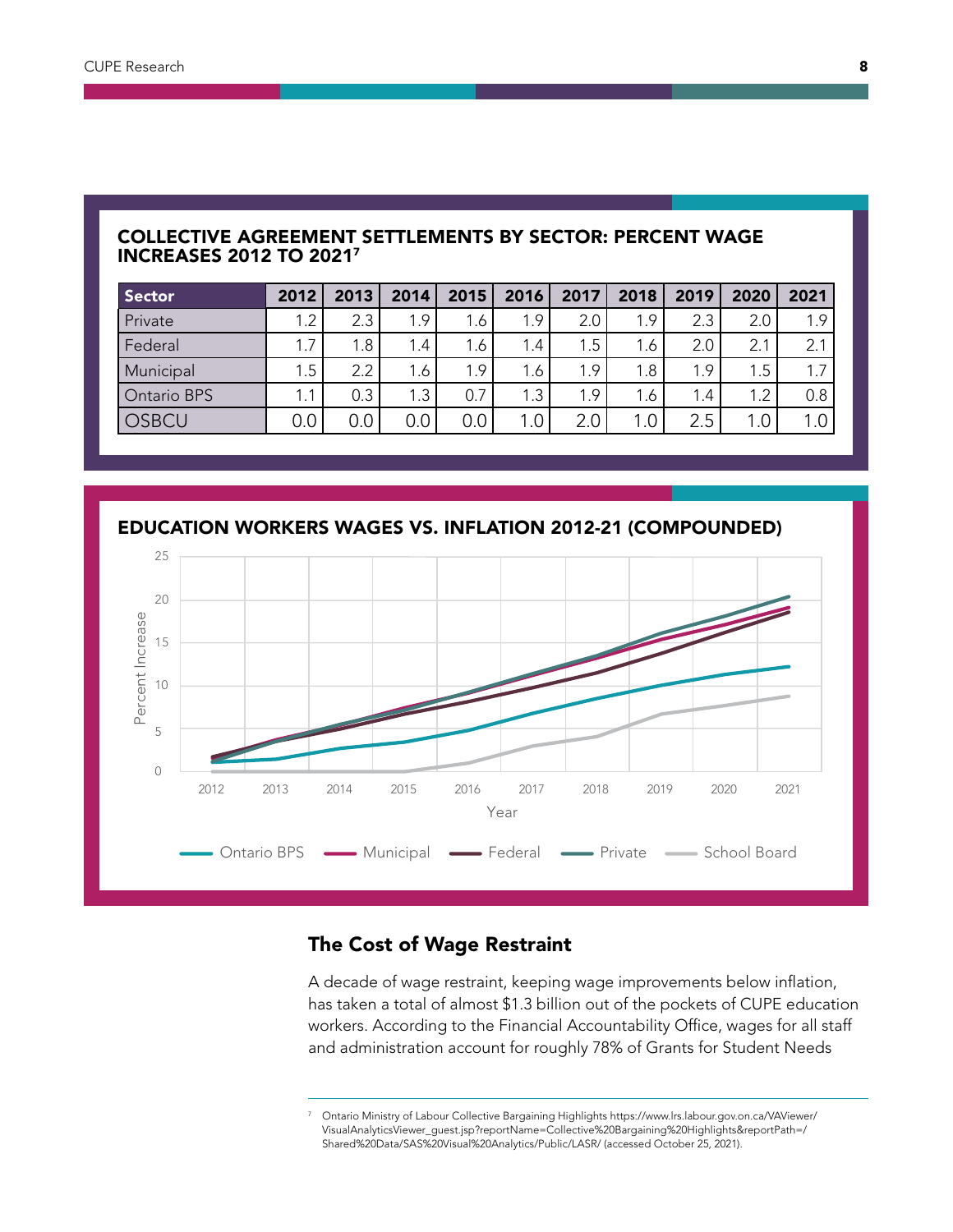## COLLECTIVE AGREEMENT SETTLEMENTS BY SECTOR: PERCENT WAGE INCREASES 2012 TO 2021[7]

| Sector | 2012 | 2013 | 2014 | 2015 | 2016 | 2017 | 2018 | 2019 | 2020 | 2021 |
|---|---|---|---|---|---|---|---|---|---|---|
| Private | 1.2 | 2.3 | 1.9 | 1.6 | 1.9 | 2.0 | 1.9 | 2.3 | 2.0 | 1.9 |
| Federal | 1.7 | 1.8 | 1.4 | 1.6 | 1.4 | 1.5 | 1.6 | 2.0 | 2.1 | 2.1 |
| Municipal | 1.5 | 2.2 | 1.6 | 1.9 | 1.6 | 1.9 | 1.8 | 1.9 | 1.5 | 1.7 |
| Ontario BPS | 1.1 | 0.3 | 1.3 | 0.7 | 1.3 | 1.9 | 1.6 | 1.4 | 1.2 | 0.8 |
| OSBCU | 0.0 | 0.0 | 0.0 | 0.0 | 1.0 | 2.0 | 1.0 | 2.5 | 1.0 | 1.0 |

## EDUCATION WORKERS WAGES VS. INFLATION 2012-21 (COMPOUNDED)

## The Cost of Wage Restraint

A decade of wage restraint, keeping wage improvements below inflation, has taken a total of almost $1.3 billion out of the pockets of CUPE education workers. According to the Financial Accountability Office, wages for all staff and administration account for roughly 78% of Grants for Student Needs

[7] Ontario Ministry of Labour Collective Bargaining Highlights https://www.lrs.labour.gov.on.ca/VAViewer/VisualAnalyticsViewer_guest.jsp?reportName=Collective%20Bargaining%20Highlights&reportPath=/Shared%20Data/SAS%20Visual%20Analytics/Public/LASR/ (accessed October 25, 2021).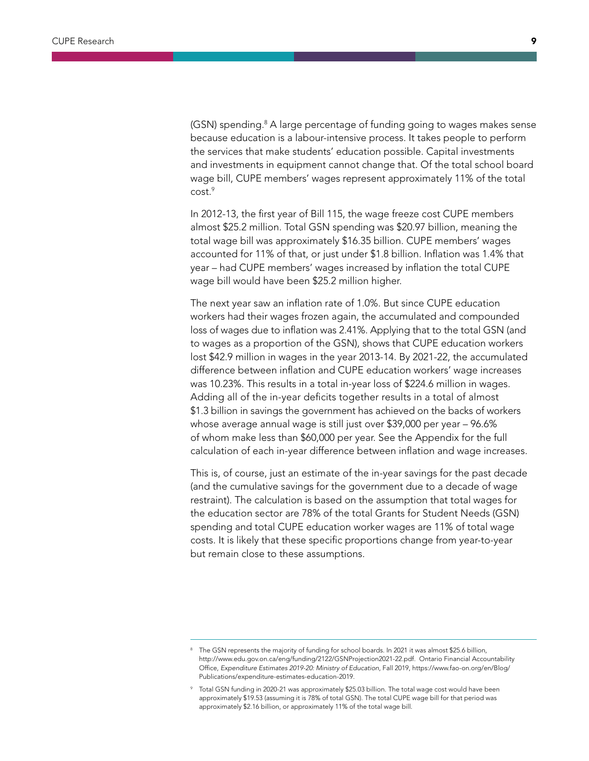(GSN) spending.[8] A large percentage of funding going to wages makes sense because education is a labour-intensive process. It takes people to perform the services that make students' education possible. Capital investments and investments in equipment cannot change that. Of the total school board wage bill, CUPE members' wages represent approximately 11% of the total cost.[9]

In 2012-13, the first year of Bill 115, the wage freeze cost CUPE members almost $25.2 million. Total GSN spending was $20.97 billion, meaning the total wage bill was approximately $16.35 billion. CUPE members' wages accounted for 11% of that, or just under $1.8 billion. Inflation was 1.4% that year – had CUPE members' wages increased by inflation the total CUPE wage bill would have been $25.2 million higher.

The next year saw an inflation rate of 1.0%. But since CUPE education workers had their wages frozen again, the accumulated and compounded loss of wages due to inflation was 2.41%. Applying that to the total GSN (and to wages as a proportion of the GSN), shows that CUPE education workers lost $42.9 million in wages in the year 2013-14. By 2021-22, the accumulated difference between inflation and CUPE education workers' wage increases was 10.23%. This results in a total in-year loss of $224.6 million in wages. Adding all of the in-year deficits together results in a total of almost $1.3 billion in savings the government has achieved on the backs of workers whose average annual wage is still just over $39,000 per year – 96.6% of whom make less than $60,000 per year. See the Appendix for the full calculation of each in-year difference between inflation and wage increases.

This is, of course, just an estimate of the in-year savings for the past decade (and the cumulative savings for the government due to a decade of wage restraint). The calculation is based on the assumption that total wages for the education sector are 78% of the total Grants for Student Needs (GSN) spending and total CUPE education worker wages are 11% of total wage costs. It is likely that these specific proportions change from year-to-year but remain close to these assumptions.

---

[8] The GSN represents the majority of funding for school boards. In 2021 it was almost $25.6 billion, http://www.edu.gov.on.ca/eng/funding/2122/GSNProjection2021-22.pdf. Ontario Financial Accountability Office, *Expenditure Estimates 2019-20: Ministry of Education*, Fall 2019, https://www.fao-on.org/en/Blog/Publications/expenditure-estimates-education-2019.

[9] Total GSN funding in 2020-21 was approximately $25.03 billion. The total wage cost would have been approximately $19.53 (assuming it is 78% of total GSN). The total CUPE wage bill for that period was approximately $2.16 billion, or approximately 11% of the total wage bill.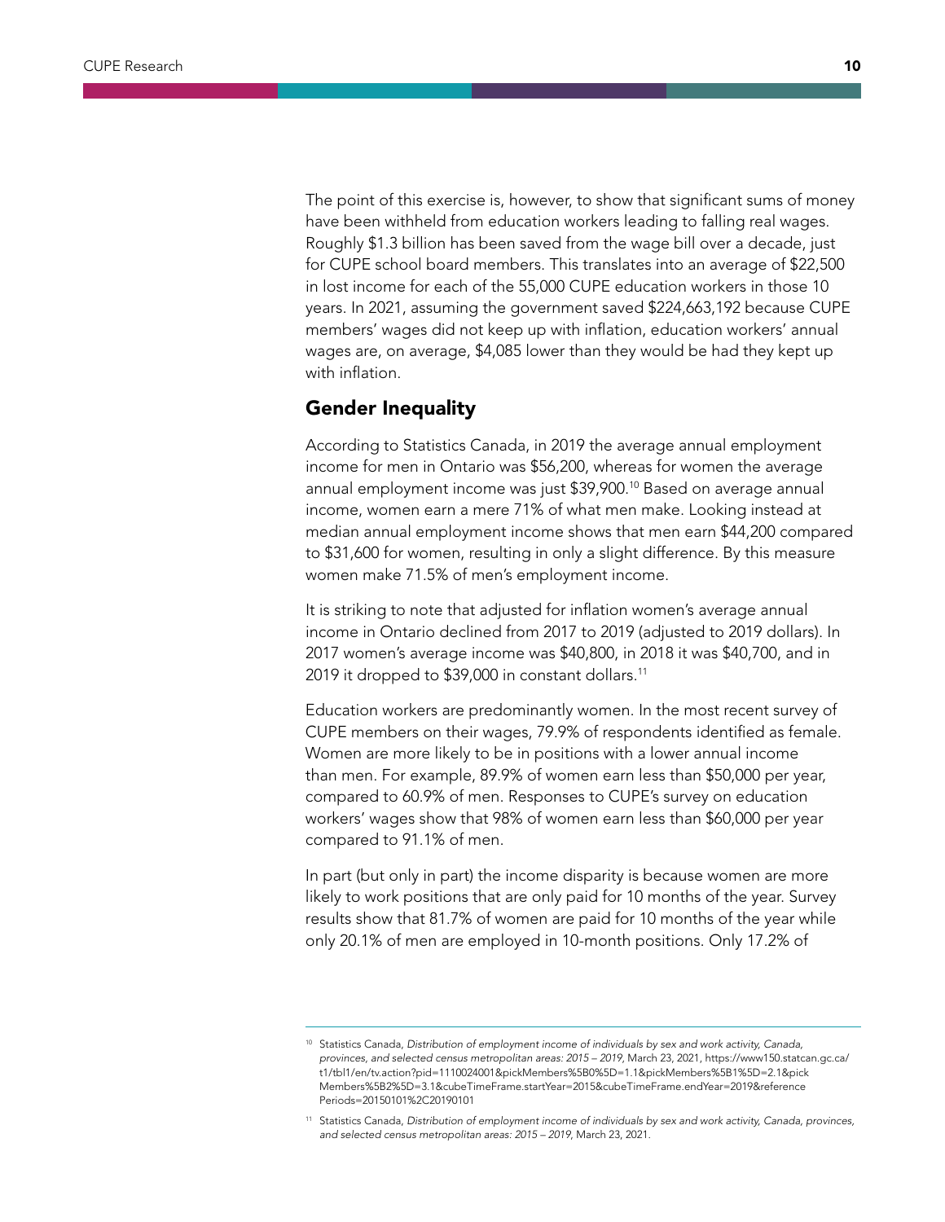The point of this exercise is, however, to show that significant sums of money have been withheld from education workers leading to falling real wages. Roughly $1.3 billion has been saved from the wage bill over a decade, just for CUPE school board members. This translates into an average of $22,500 in lost income for each of the 55,000 CUPE education workers in those 10 years. In 2021, assuming the government saved $224,663,192 because CUPE members' wages did not keep up with inflation, education workers' annual wages are, on average, $4,085 lower than they would be had they kept up with inflation.

## Gender Inequality

According to Statistics Canada, in 2019 the average annual employment income for men in Ontario was $56,200, whereas for women the average annual employment income was just $39,900.[10] Based on average annual income, women earn a mere 71% of what men make. Looking instead at median annual employment income shows that men earn $44,200 compared to $31,600 for women, resulting in only a slight difference. By this measure women make 71.5% of men's employment income.

It is striking to note that adjusted for inflation women's average annual income in Ontario declined from 2017 to 2019 (adjusted to 2019 dollars). In 2017 women's average income was $40,800, in 2018 it was $40,700, and in 2019 it dropped to $39,000 in constant dollars.[11]

Education workers are predominantly women. In the most recent survey of CUPE members on their wages, 79.9% of respondents identified as female. Women are more likely to be in positions with a lower annual income than men. For example, 89.9% of women earn less than $50,000 per year, compared to 60.9% of men. Responses to CUPE's survey on education workers' wages show that 98% of women earn less than $60,000 per year compared to 91.1% of men.

In part (but only in part) the income disparity is because women are more likely to work positions that are only paid for 10 months of the year. Survey results show that 81.7% of women are paid for 10 months of the year while only 20.1% of men are employed in 10-month positions. Only 17.2% of

---

[10] Statistics Canada, *Distribution of employment income of individuals by sex and work activity, Canada, provinces, and selected census metropolitan areas: 2015 – 2019*, March 23, 2021, https://www150.statcan.gc.ca/t1/tbl1/en/tv.action?pid=1110024001&pickMembers%5B0%5D=1.1&pickMembers%5B1%5D=2.1&pickMembers%5B2%5D=3.1&cubeTimeFrame.startYear=2015&cubeTimeFrame.endYear=2019&referencePeriods=20150101%2C20190101

[11] Statistics Canada, *Distribution of employment income of individuals by sex and work activity, Canada, provinces, and selected census metropolitan areas: 2015 – 2019*, March 23, 2021.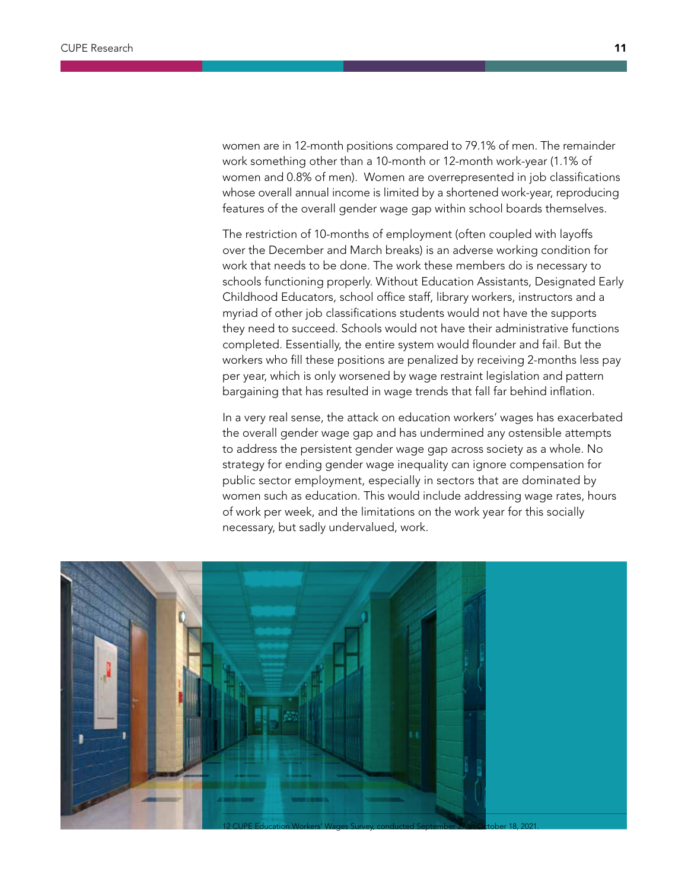women are in 12-month positions compared to 79.1% of men. The remainder work something other than a 10-month or 12-month work-year (1.1% of women and 0.8% of men). Women are overrepresented in job classifications whose overall annual income is limited by a shortened work-year, reproducing features of the overall gender wage gap within school boards themselves.

The restriction of 10-months of employment (often coupled with layoffs over the December and March breaks) is an adverse working condition for work that needs to be done. The work these members do is necessary to schools functioning properly. Without Education Assistants, Designated Early Childhood Educators, school office staff, library workers, instructors and a myriad of other job classifications students would not have the supports they need to succeed. Schools would not have their administrative functions completed. Essentially, the entire system would flounder and fail. But the workers who fill these positions are penalized by receiving 2-months less pay per year, which is only worsened by wage restraint legislation and pattern bargaining that has resulted in wage trends that fall far behind inflation.

In a very real sense, the attack on education workers' wages has exacerbated the overall gender wage gap and has undermined any ostensible attempts to address the persistent gender wage gap across society as a whole. No strategy for ending gender wage inequality can ignore compensation for public sector employment, especially in sectors that are dominated by women such as education. This would include addressing wage rates, hours of work per week, and the limitations on the work year for this socially necessary, but sadly undervalued, work.

12 CUPE Education Workers' Wages Survey, conducted September 27 to October 18, 2021.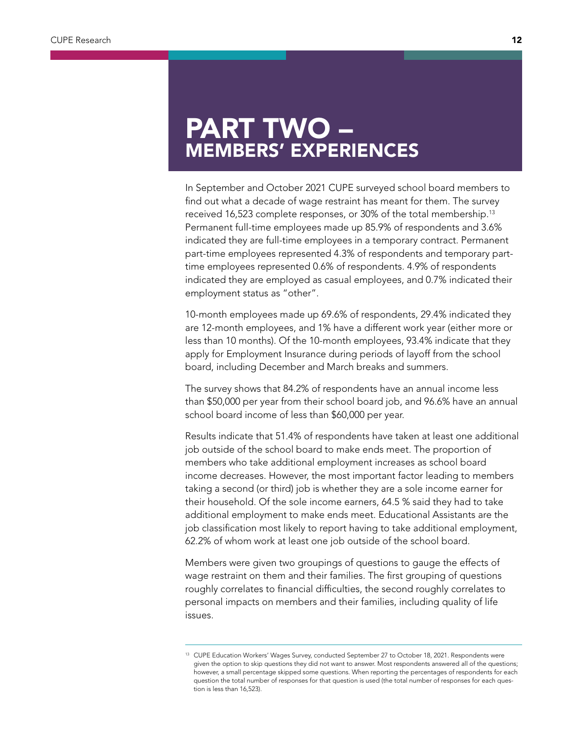# PART TWO – MEMBERS' EXPERIENCES

In September and October 2021 CUPE surveyed school board members to find out what a decade of wage restraint has meant for them. The survey received 16,523 complete responses, or 30% of the total membership.[13] Permanent full-time employees made up 85.9% of respondents and 3.6% indicated they are full-time employees in a temporary contract. Permanent part-time employees represented 4.3% of respondents and temporary part-time employees represented 0.6% of respondents. 4.9% of respondents indicated they are employed as casual employees, and 0.7% indicated their employment status as "other".

10-month employees made up 69.6% of respondents, 29.4% indicated they are 12-month employees, and 1% have a different work year (either more or less than 10 months). Of the 10-month employees, 93.4% indicate that they apply for Employment Insurance during periods of layoff from the school board, including December and March breaks and summers.

The survey shows that 84.2% of respondents have an annual income less than $50,000 per year from their school board job, and 96.6% have an annual school board income of less than $60,000 per year.

Results indicate that 51.4% of respondents have taken at least one additional job outside of the school board to make ends meet. The proportion of members who take additional employment increases as school board income decreases. However, the most important factor leading to members taking a second (or third) job is whether they are a sole income earner for their household. Of the sole income earners, 64.5 % said they had to take additional employment to make ends meet. Educational Assistants are the job classification most likely to report having to take additional employment, 62.2% of whom work at least one job outside of the school board.

Members were given two groupings of questions to gauge the effects of wage restraint on them and their families. The first grouping of questions roughly correlates to financial difficulties, the second roughly correlates to personal impacts on members and their families, including quality of life issues.

---

[13] CUPE Education Workers' Wages Survey, conducted September 27 to October 18, 2021. Respondents were given the option to skip questions they did not want to answer. Most respondents answered all of the questions; however, a small percentage skipped some questions. When reporting the percentages of respondents for each question the total number of responses for that question is used (the total number of responses for each question is less than 16,523).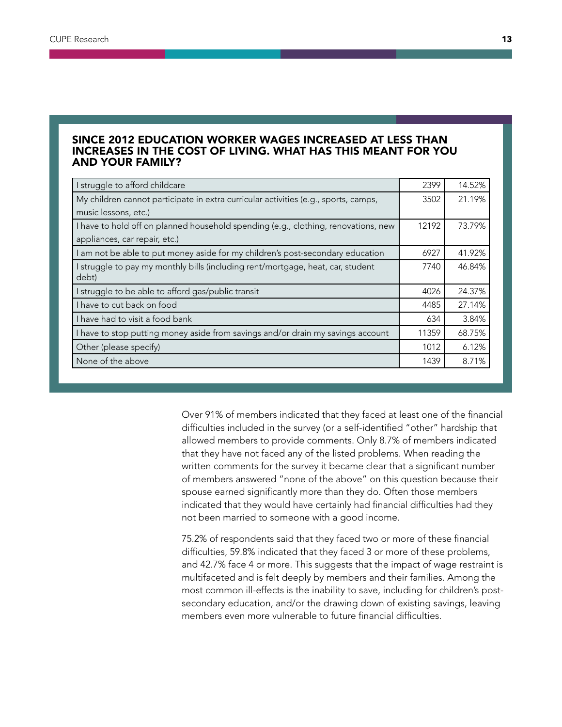### SINCE 2012 EDUCATION WORKER WAGES INCREASED AT LESS THAN INCREASES IN THE COST OF LIVING. WHAT HAS THIS MEANT FOR YOU AND YOUR FAMILY?

| | | |
|---|---|---|
| I struggle to afford childcare | 2399 | 14.52% |
| My children cannot participate in extra curricular activities (e.g., sports, camps, music lessons, etc.) | 3502 | 21.19% |
| I have to hold off on planned household spending (e.g., clothing, renovations, new appliances, car repair, etc.) | 12192 | 73.79% |
| I am not be able to put money aside for my children's post-secondary education | 6927 | 41.92% |
| I struggle to pay my monthly bills (including rent/mortgage, heat, car, student debt) | 7740 | 46.84% |
| I struggle to be able to afford gas/public transit | 4026 | 24.37% |
| I have to cut back on food | 4485 | 27.14% |
| I have had to visit a food bank | 634 | 3.84% |
| I have to stop putting money aside from savings and/or drain my savings account | 11359 | 68.75% |
| Other (please specify) | 1012 | 6.12% |
| None of the above | 1439 | 8.71% |

Over 91% of members indicated that they faced at least one of the financial difficulties included in the survey (or a self-identified "other" hardship that allowed members to provide comments. Only 8.7% of members indicated that they have not faced any of the listed problems. When reading the written comments for the survey it became clear that a significant number of members answered "none of the above" on this question because their spouse earned significantly more than they do. Often those members indicated that they would have certainly had financial difficulties had they not been married to someone with a good income.

75.2% of respondents said that they faced two or more of these financial difficulties, 59.8% indicated that they faced 3 or more of these problems, and 42.7% face 4 or more. This suggests that the impact of wage restraint is multifaceted and is felt deeply by members and their families. Among the most common ill-effects is the inability to save, including for children's post-secondary education, and/or the drawing down of existing savings, leaving members even more vulnerable to future financial difficulties.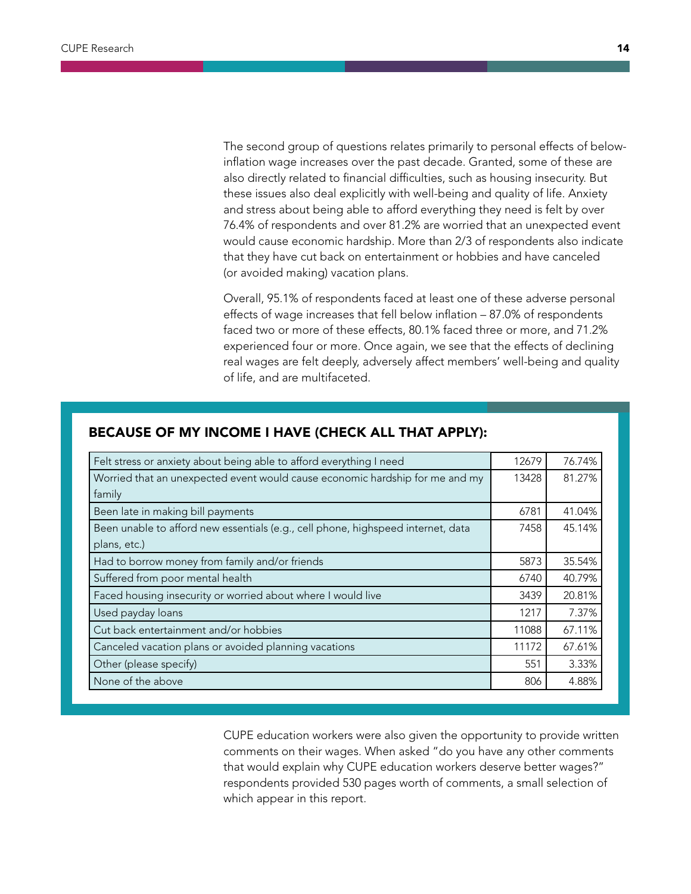The second group of questions relates primarily to personal effects of below-inflation wage increases over the past decade. Granted, some of these are also directly related to financial difficulties, such as housing insecurity. But these issues also deal explicitly with well-being and quality of life. Anxiety and stress about being able to afford everything they need is felt by over 76.4% of respondents and over 81.2% are worried that an unexpected event would cause economic hardship. More than 2/3 of respondents also indicate that they have cut back on entertainment or hobbies and have canceled (or avoided making) vacation plans.

Overall, 95.1% of respondents faced at least one of these adverse personal effects of wage increases that fell below inflation – 87.0% of respondents faced two or more of these effects, 80.1% faced three or more, and 71.2% experienced four or more. Once again, we see that the effects of declining real wages are felt deeply, adversely affect members' well-being and quality of life, and are multifaceted.

### BECAUSE OF MY INCOME I HAVE (CHECK ALL THAT APPLY):

| | | |
|---|---|---|
| Felt stress or anxiety about being able to afford everything I need | 12679 | 76.74% |
| Worried that an unexpected event would cause economic hardship for me and my family | 13428 | 81.27% |
| Been late in making bill payments | 6781 | 41.04% |
| Been unable to afford new essentials (e.g., cell phone, highspeed internet, data plans, etc.) | 7458 | 45.14% |
| Had to borrow money from family and/or friends | 5873 | 35.54% |
| Suffered from poor mental health | 6740 | 40.79% |
| Faced housing insecurity or worried about where I would live | 3439 | 20.81% |
| Used payday loans | 1217 | 7.37% |
| Cut back entertainment and/or hobbies | 11088 | 67.11% |
| Canceled vacation plans or avoided planning vacations | 11172 | 67.61% |
| Other (please specify) | 551 | 3.33% |
| None of the above | 806 | 4.88% |

CUPE education workers were also given the opportunity to provide written comments on their wages. When asked "do you have any other comments that would explain why CUPE education workers deserve better wages?" respondents provided 530 pages worth of comments, a small selection of which appear in this report.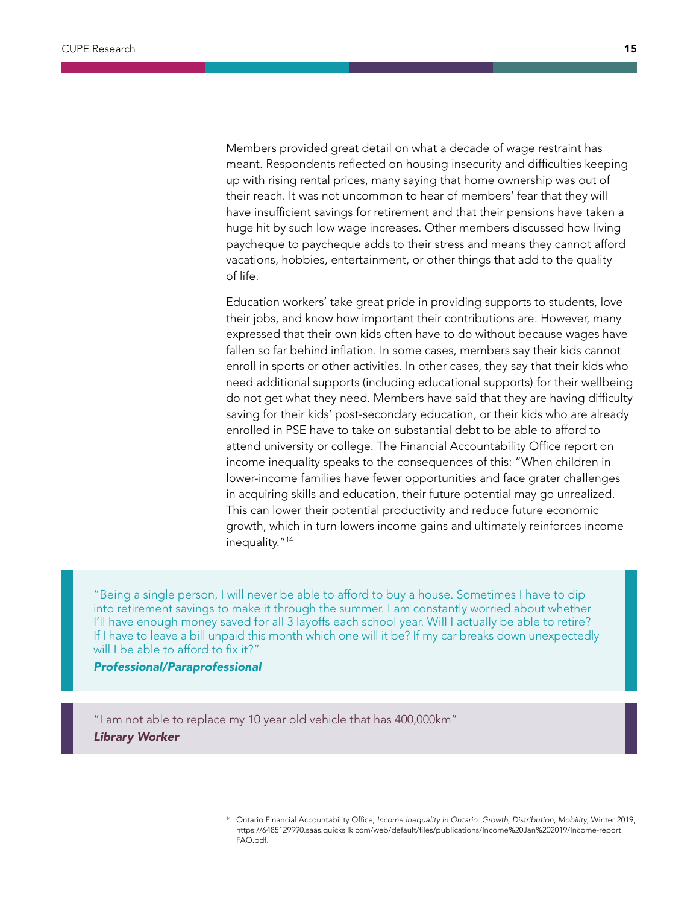Members provided great detail on what a decade of wage restraint has meant. Respondents reflected on housing insecurity and difficulties keeping up with rising rental prices, many saying that home ownership was out of their reach. It was not uncommon to hear of members' fear that they will have insufficient savings for retirement and that their pensions have taken a huge hit by such low wage increases. Other members discussed how living paycheque to paycheque adds to their stress and means they cannot afford vacations, hobbies, entertainment, or other things that add to the quality of life.

Education workers' take great pride in providing supports to students, love their jobs, and know how important their contributions are. However, many expressed that their own kids often have to do without because wages have fallen so far behind inflation. In some cases, members say their kids cannot enroll in sports or other activities. In other cases, they say that their kids who need additional supports (including educational supports) for their wellbeing do not get what they need. Members have said that they are having difficulty saving for their kids' post-secondary education, or their kids who are already enrolled in PSE have to take on substantial debt to be able to afford to attend university or college. The Financial Accountability Office report on income inequality speaks to the consequences of this: "When children in lower-income families have fewer opportunities and face grater challenges in acquiring skills and education, their future potential may go unrealized. This can lower their potential productivity and reduce future economic growth, which in turn lowers income gains and ultimately reinforces income inequality."[14]

> "Being a single person, I will never be able to afford to buy a house. Sometimes I have to dip into retirement savings to make it through the summer. I am constantly worried about whether I'll have enough money saved for all 3 layoffs each school year. Will I actually be able to retire? If I have to leave a bill unpaid this month which one will it be? If my car breaks down unexpectedly will I be able to afford to fix it?"
>
> ***Professional/Paraprofessional***

> "I am not able to replace my 10 year old vehicle that has 400,000km"
>
> ***Library Worker***

---

[14] Ontario Financial Accountability Office, *Income Inequality in Ontario: Growth, Distribution, Mobility*, Winter 2019, https://6485129990.saas.quicksilk.com/web/default/files/publications/Income%20Jan%202019/Income-report.FAO.pdf.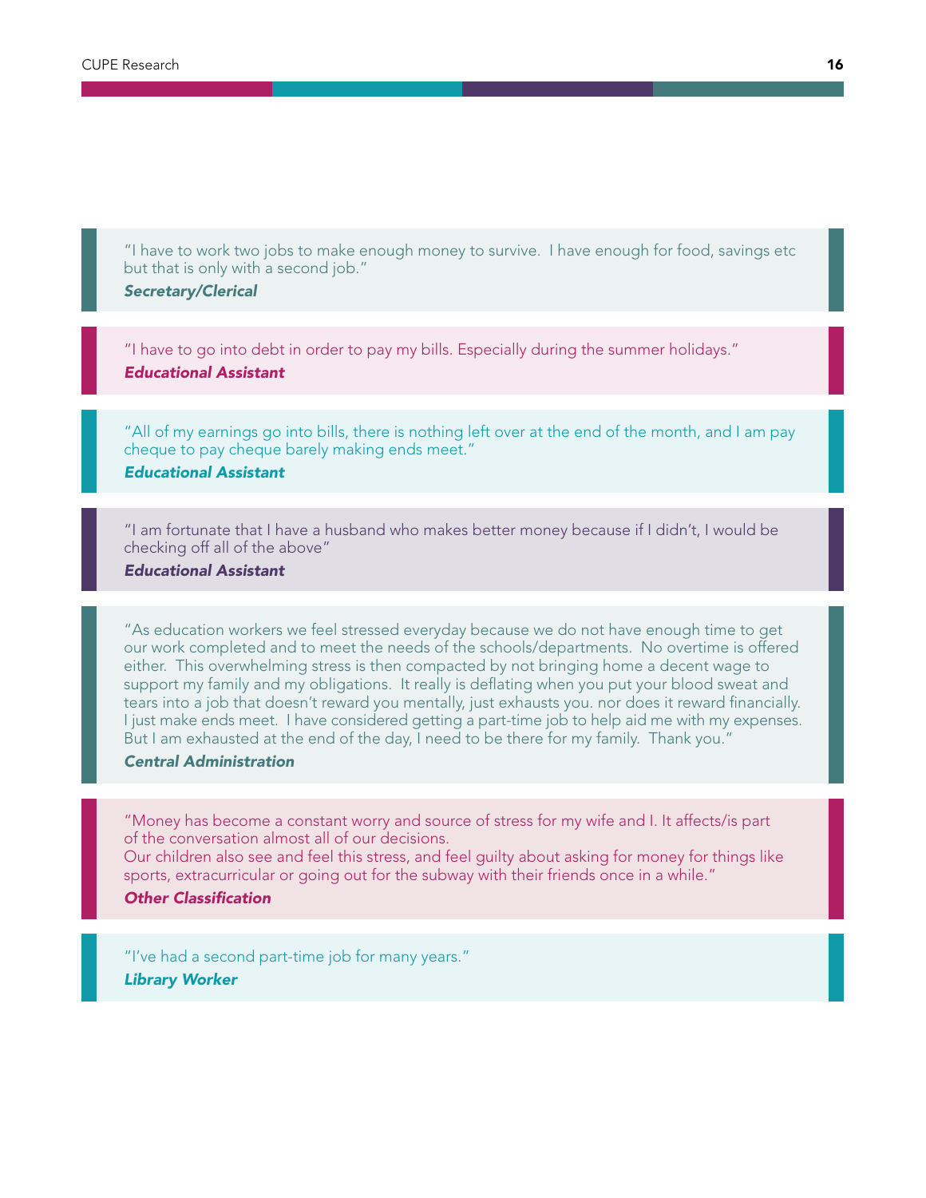"I have to work two jobs to make enough money to survive. I have enough for food, savings etc but that is only with a second job."
***Secretary/Clerical***

"I have to go into debt in order to pay my bills. Especially during the summer holidays."
***Educational Assistant***

"All of my earnings go into bills, there is nothing left over at the end of the month, and I am pay cheque to pay cheque barely making ends meet."
***Educational Assistant***

"I am fortunate that I have a husband who makes better money because if I didn't, I would be checking off all of the above"
***Educational Assistant***

"As education workers we feel stressed everyday because we do not have enough time to get our work completed and to meet the needs of the schools/departments. No overtime is offered either. This overwhelming stress is then compacted by not bringing home a decent wage to support my family and my obligations. It really is deflating when you put your blood sweat and tears into a job that doesn't reward you mentally, just exhausts you. nor does it reward financially. I just make ends meet. I have considered getting a part-time job to help aid me with my expenses. But I am exhausted at the end of the day, I need to be there for my family. Thank you."
***Central Administration***

"Money has become a constant worry and source of stress for my wife and I. It affects/is part of the conversation almost all of our decisions.
Our children also see and feel this stress, and feel guilty about asking for money for things like sports, extracurricular or going out for the subway with their friends once in a while."
***Other Classification***

"I've had a second part-time job for many years."
***Library Worker***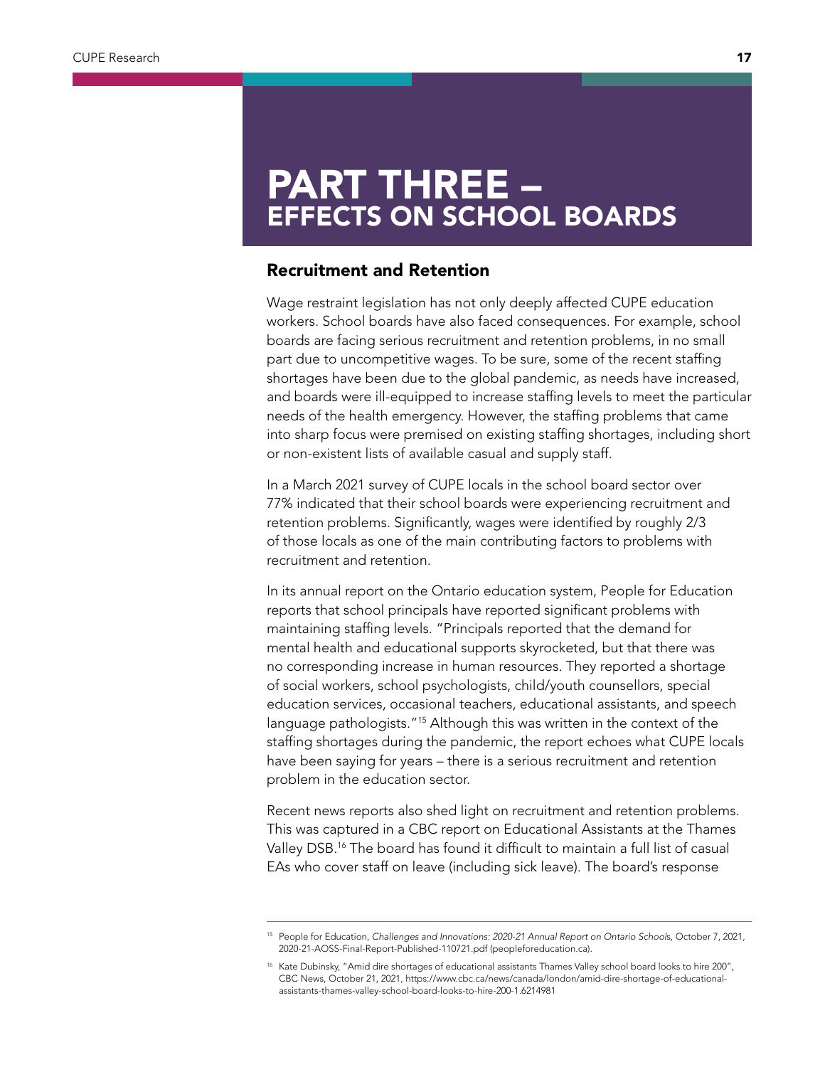# PART THREE – EFFECTS ON SCHOOL BOARDS

## Recruitment and Retention

Wage restraint legislation has not only deeply affected CUPE education workers. School boards have also faced consequences. For example, school boards are facing serious recruitment and retention problems, in no small part due to uncompetitive wages. To be sure, some of the recent staffing shortages have been due to the global pandemic, as needs have increased, and boards were ill-equipped to increase staffing levels to meet the particular needs of the health emergency. However, the staffing problems that came into sharp focus were premised on existing staffing shortages, including short or non-existent lists of available casual and supply staff.

In a March 2021 survey of CUPE locals in the school board sector over 77% indicated that their school boards were experiencing recruitment and retention problems. Significantly, wages were identified by roughly 2/3 of those locals as one of the main contributing factors to problems with recruitment and retention.

In its annual report on the Ontario education system, People for Education reports that school principals have reported significant problems with maintaining staffing levels. "Principals reported that the demand for mental health and educational supports skyrocketed, but that there was no corresponding increase in human resources. They reported a shortage of social workers, school psychologists, child/youth counsellors, special education services, occasional teachers, educational assistants, and speech language pathologists."[15] Although this was written in the context of the staffing shortages during the pandemic, the report echoes what CUPE locals have been saying for years – there is a serious recruitment and retention problem in the education sector.

Recent news reports also shed light on recruitment and retention problems. This was captured in a CBC report on Educational Assistants at the Thames Valley DSB.[16] The board has found it difficult to maintain a full list of casual EAs who cover staff on leave (including sick leave). The board's response

---

[15] People for Education, *Challenges and Innovations: 2020-21 Annual Report on Ontario Schools*, October 7, 2021, 2020-21-AOSS-Final-Report-Published-110721.pdf (peopleforeducation.ca).

[16] Kate Dubinsky, "Amid dire shortages of educational assistants Thames Valley school board looks to hire 200", CBC News, October 21, 2021, https://www.cbc.ca/news/canada/london/amid-dire-shortage-of-educational-assistants-thames-valley-school-board-looks-to-hire-200-1.6214981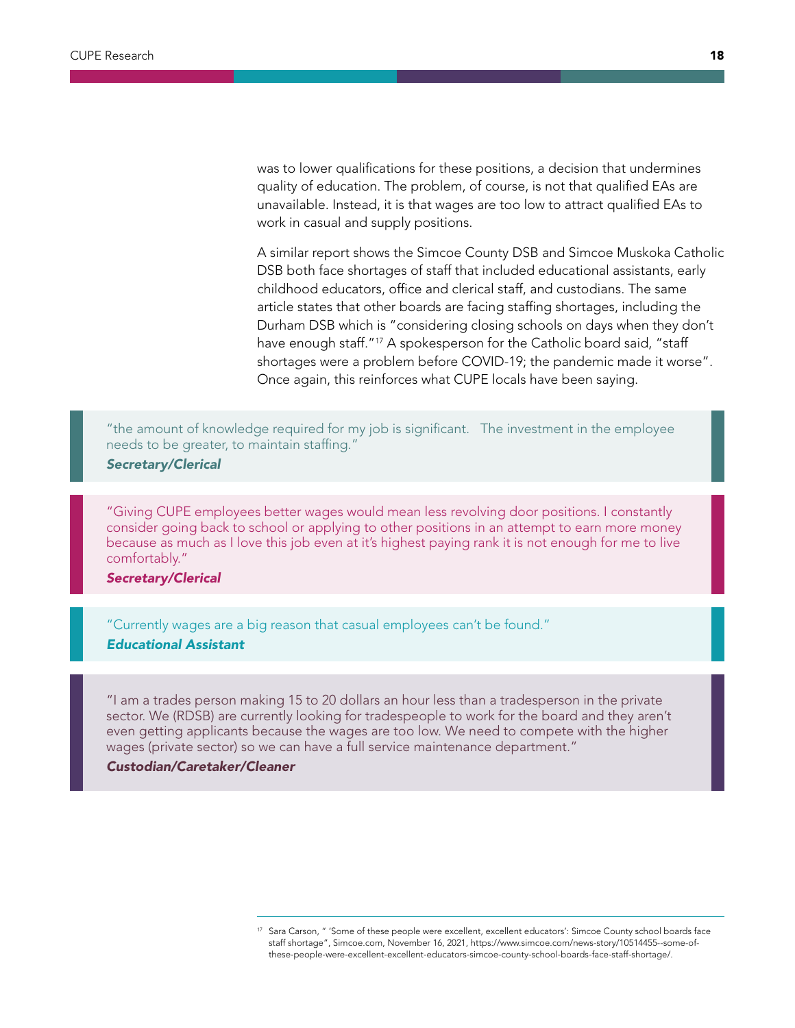was to lower qualifications for these positions, a decision that undermines quality of education. The problem, of course, is not that qualified EAs are unavailable. Instead, it is that wages are too low to attract qualified EAs to work in casual and supply positions.

A similar report shows the Simcoe County DSB and Simcoe Muskoka Catholic DSB both face shortages of staff that included educational assistants, early childhood educators, office and clerical staff, and custodians. The same article states that other boards are facing staffing shortages, including the Durham DSB which is "considering closing schools on days when they don't have enough staff."[17] A spokesperson for the Catholic board said, "staff shortages were a problem before COVID-19; the pandemic made it worse". Once again, this reinforces what CUPE locals have been saying.

> "the amount of knowledge required for my job is significant. The investment in the employee needs to be greater, to maintain staffing."
>
> ***Secretary/Clerical***

> "Giving CUPE employees better wages would mean less revolving door positions. I constantly consider going back to school or applying to other positions in an attempt to earn more money because as much as I love this job even at it's highest paying rank it is not enough for me to live comfortably."
>
> ***Secretary/Clerical***

> "Currently wages are a big reason that casual employees can't be found."
>
> ***Educational Assistant***

> "I am a trades person making 15 to 20 dollars an hour less than a tradesperson in the private sector. We (RDSB) are currently looking for tradespeople to work for the board and they aren't even getting applicants because the wages are too low. We need to compete with the higher wages (private sector) so we can have a full service maintenance department."
>
> ***Custodian/Caretaker/Cleaner***

---

[17] Sara Carson, " 'Some of these people were excellent, excellent educators': Simcoe County school boards face staff shortage", Simcoe.com, November 16, 2021, https://www.simcoe.com/news-story/10514455--some-of-these-people-were-excellent-excellent-educators-simcoe-county-school-boards-face-staff-shortage/.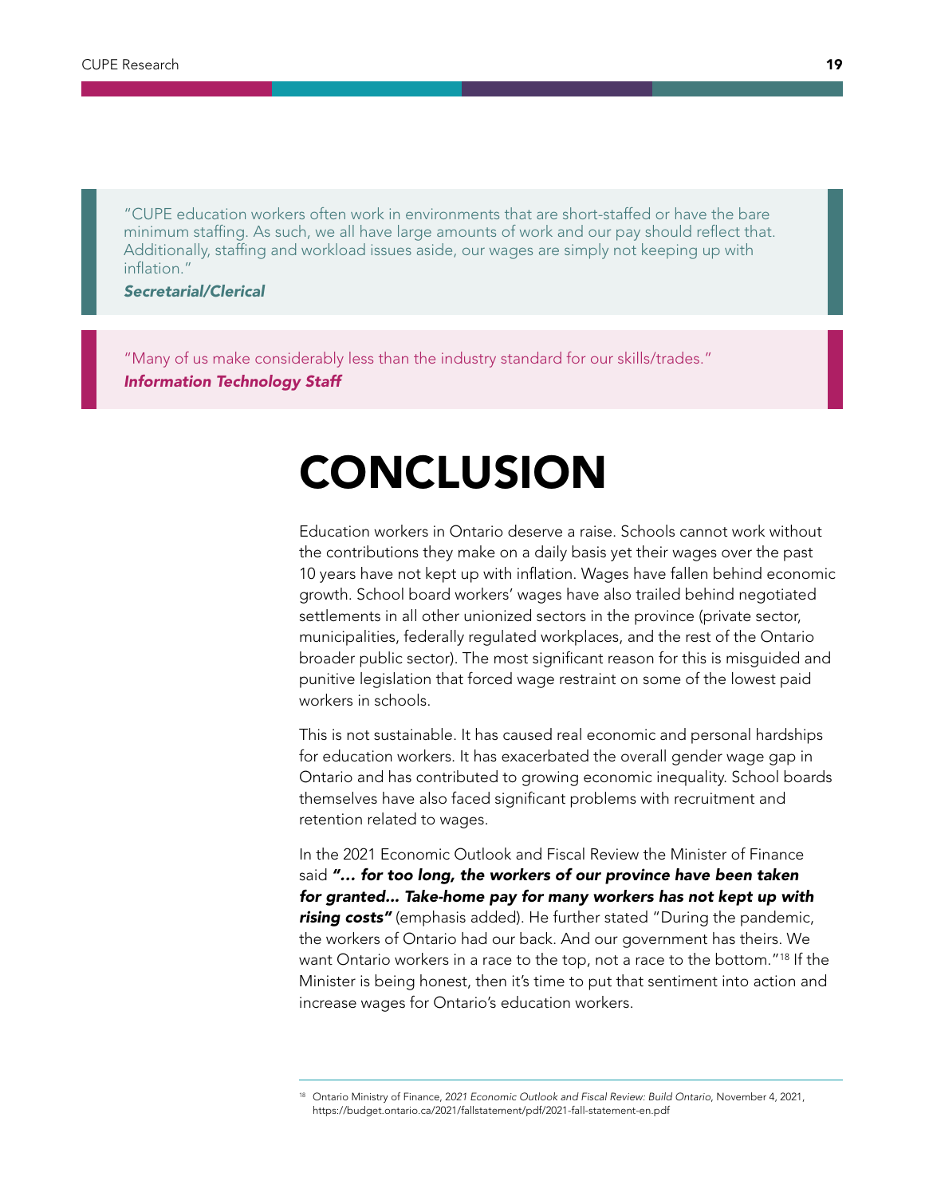> "CUPE education workers often work in environments that are short-staffed or have the bare minimum staffing. As such, we all have large amounts of work and our pay should reflect that. Additionally, staffing and workload issues aside, our wages are simply not keeping up with inflation."
>
> ***Secretarial/Clerical***

> "Many of us make considerably less than the industry standard for our skills/trades."
>
> ***Information Technology Staff***

# CONCLUSION

Education workers in Ontario deserve a raise. Schools cannot work without the contributions they make on a daily basis yet their wages over the past 10 years have not kept up with inflation. Wages have fallen behind economic growth. School board workers' wages have also trailed behind negotiated settlements in all other unionized sectors in the province (private sector, municipalities, federally regulated workplaces, and the rest of the Ontario broader public sector). The most significant reason for this is misguided and punitive legislation that forced wage restraint on some of the lowest paid workers in schools.

This is not sustainable. It has caused real economic and personal hardships for education workers. It has exacerbated the overall gender wage gap in Ontario and has contributed to growing economic inequality. School boards themselves have also faced significant problems with recruitment and retention related to wages.

In the 2021 Economic Outlook and Fiscal Review the Minister of Finance said ***"… for too long, the workers of our province have been taken for granted… Take-home pay for many workers has not kept up with rising costs"*** (emphasis added). He further stated "During the pandemic, the workers of Ontario had our back. And our government has theirs. We want Ontario workers in a race to the top, not a race to the bottom."[18] If the Minister is being honest, then it's time to put that sentiment into action and increase wages for Ontario's education workers.

---

[18] Ontario Ministry of Finance, *2021 Economic Outlook and Fiscal Review: Build Ontario*, November 4, 2021, https://budget.ontario.ca/2021/fallstatement/pdf/2021-fall-statement-en.pdf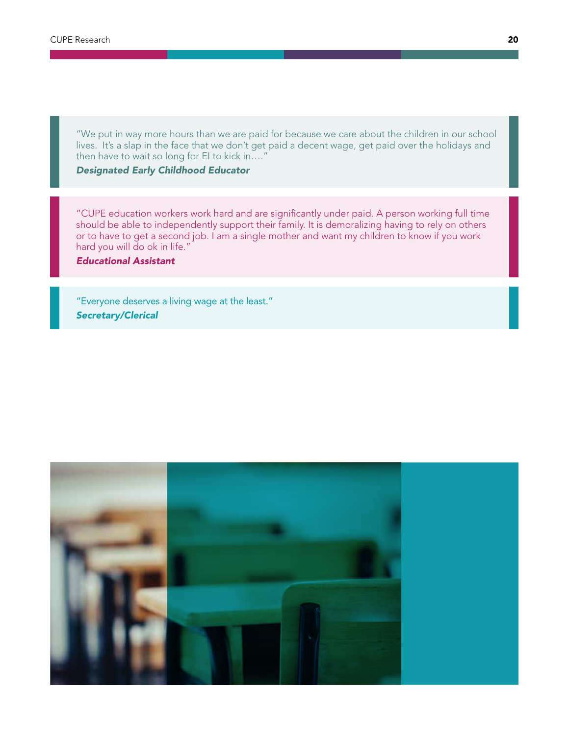> "We put in way more hours than we are paid for because we care about the children in our school lives.  It's a slap in the face that we don't get paid a decent wage, get paid over the holidays and then have to wait so long for EI to kick in…."
>
> ***Designated Early Childhood Educator***

> "CUPE education workers work hard and are significantly under paid. A person working full time should be able to independently support their family. It is demoralizing having to rely on others or to have to get a second job. I am a single mother and want my children to know if you work hard you will do ok in life."
>
> ***Educational Assistant***

> "Everyone deserves a living wage at the least."
>
> ***Secretary/Clerical***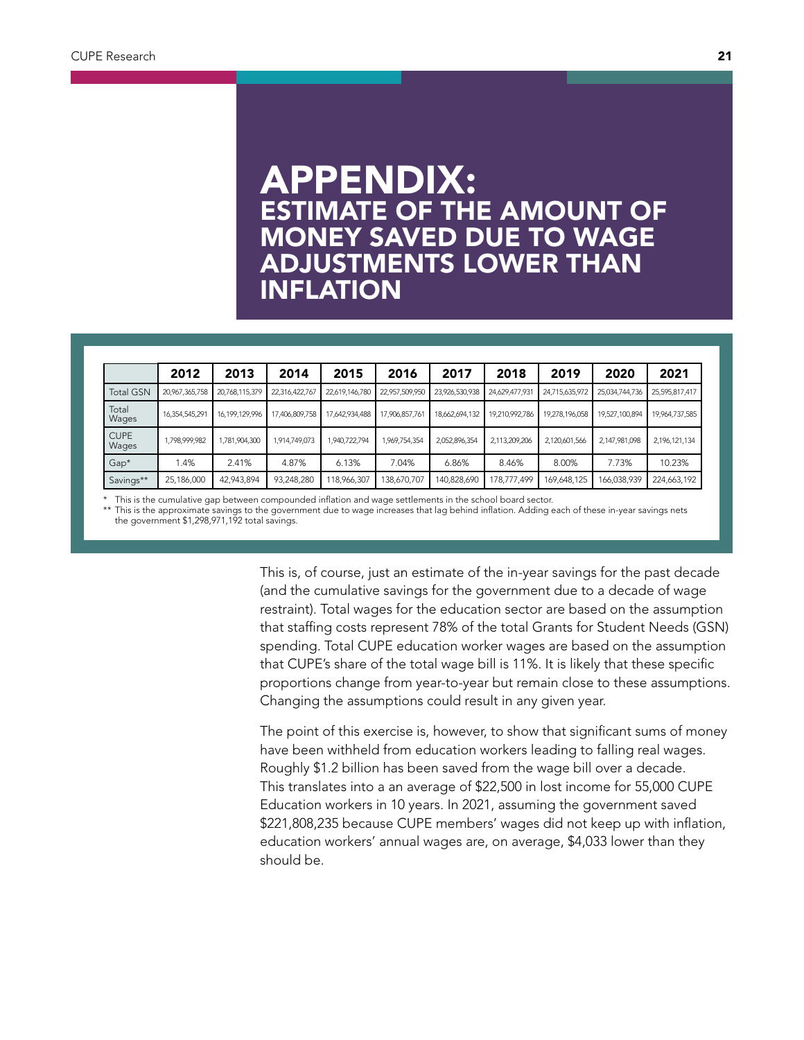# APPENDIX:
## ESTIMATE OF THE AMOUNT OF MONEY SAVED DUE TO WAGE ADJUSTMENTS LOWER THAN INFLATION

| | 2012 | 2013 | 2014 | 2015 | 2016 | 2017 | 2018 | 2019 | 2020 | 2021 |
|---|---|---|---|---|---|---|---|---|---|---|
| Total GSN | 20,967,365,758 | 20,768,115,379 | 22,316,422,767 | 22,619,146,780 | 22,957,509,950 | 23,926,530,938 | 24,629,477,931 | 24,715,635,972 | 25,034,744,736 | 25,595,817,417 |
| Total Wages | 16,354,545,291 | 16,199,129,996 | 17,406,809,758 | 17,642,934,488 | 17,906,857,761 | 18,662,694,132 | 19,210,992,786 | 19,278,196,058 | 19,527,100,894 | 19,964,737,585 |
| CUPE Wages | 1,798,999,982 | 1,781,904,300 | 1,914,749,073 | 1,940,722,794 | 1,969,754,354 | 2,052,896,354 | 2,113,209,206 | 2,120,601,566 | 2,147,981,098 | 2,196,121,134 |
| Gap* | 1.4% | 2.41% | 4.87% | 6.13% | 7.04% | 6.86% | 8.46% | 8.00% | 7.73% | 10.23% |
| Savings** | 25,186,000 | 42,943,894 | 93,248,280 | 118,966,307 | 138,670,707 | 140,828,690 | 178,777,499 | 169,648,125 | 166,038,939 | 224,663,192 |

\* This is the cumulative gap between compounded inflation and wage settlements in the school board sector.
\*\* This is the approximate savings to the government due to wage increases that lag behind inflation. Adding each of these in-year savings nets the government $1,298,971,192 total savings.

This is, of course, just an estimate of the in-year savings for the past decade (and the cumulative savings for the government due to a decade of wage restraint). Total wages for the education sector are based on the assumption that staffing costs represent 78% of the total Grants for Student Needs (GSN) spending. Total CUPE education worker wages are based on the assumption that CUPE's share of the total wage bill is 11%. It is likely that these specific proportions change from year-to-year but remain close to these assumptions. Changing the assumptions could result in any given year.

The point of this exercise is, however, to show that significant sums of money have been withheld from education workers leading to falling real wages. Roughly $1.2 billion has been saved from the wage bill over a decade. This translates into a an average of $22,500 in lost income for 55,000 CUPE Education workers in 10 years. In 2021, assuming the government saved $221,808,235 because CUPE members' wages did not keep up with inflation, education workers' annual wages are, on average, $4,033 lower than they should be.